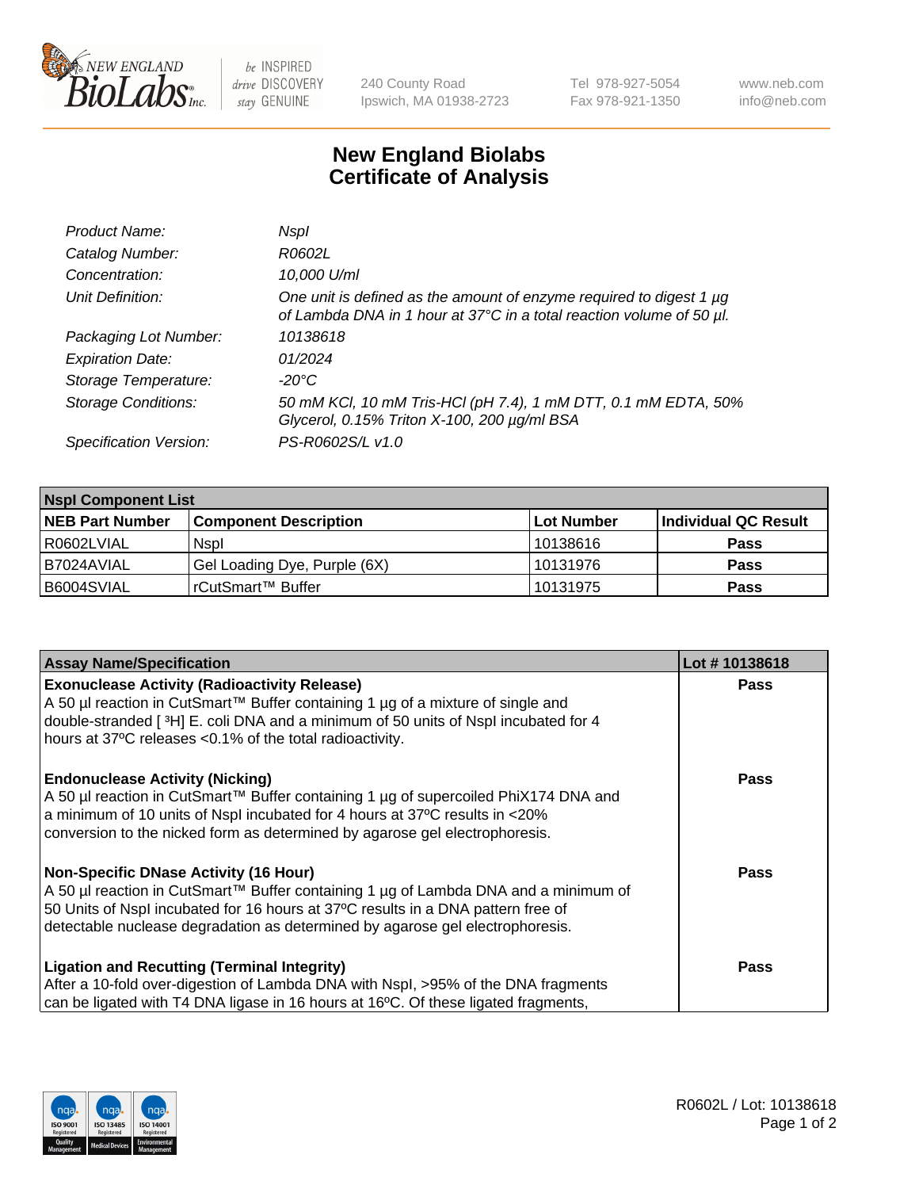New England BioLabs Inc. — be INSPIRED drive DISCOVERY stay GENUINE

240 County Road
Ipswich, MA 01938-2723

Tel 978-927-5054
Fax 978-921-1350

www.neb.com
info@neb.com

# New England Biolabs Certificate of Analysis

| | |
|---|---|
| *Product Name:* | *NspI* |
| *Catalog Number:* | *R0602L* |
| *Concentration:* | *10,000 U/ml* |
| *Unit Definition:* | *One unit is defined as the amount of enzyme required to digest 1 µg of Lambda DNA in 1 hour at 37°C in a total reaction volume of 50 µl.* |
| *Packaging Lot Number:* | *10138618* |
| *Expiration Date:* | *01/2024* |
| *Storage Temperature:* | *-20°C* |
| *Storage Conditions:* | *50 mM KCl, 10 mM Tris-HCl (pH 7.4), 1 mM DTT, 0.1 mM EDTA, 50% Glycerol, 0.15% Triton X-100, 200 µg/ml BSA* |
| *Specification Version:* | *PS-R0602S/L v1.0* |

| **NspI Component List** | | | |
|---|---|---|---|
| **NEB Part Number** | **Component Description** | **Lot Number** | **Individual QC Result** |
| R0602LVIAL | NspI | 10138616 | **Pass** |
| B7024AVIAL | Gel Loading Dye, Purple (6X) | 10131976 | **Pass** |
| B6004SVIAL | rCutSmart™ Buffer | 10131975 | **Pass** |

| **Assay Name/Specification** | **Lot # 10138618** |
|---|---|
| **Exonuclease Activity (Radioactivity Release)**<br>A 50 µl reaction in CutSmart™ Buffer containing 1 µg of a mixture of single and double-stranded [ $^3$H] E. coli DNA and a minimum of 50 units of NspI incubated for 4 hours at 37ºC releases <0.1% of the total radioactivity. | **Pass** |
| **Endonuclease Activity (Nicking)**<br>A 50 µl reaction in CutSmart™ Buffer containing 1 µg of supercoiled PhiX174 DNA and a minimum of 10 units of NspI incubated for 4 hours at 37ºC results in <20% conversion to the nicked form as determined by agarose gel electrophoresis. | **Pass** |
| **Non-Specific DNase Activity (16 Hour)**<br>A 50 µl reaction in CutSmart™ Buffer containing 1 µg of Lambda DNA and a minimum of 50 Units of NspI incubated for 16 hours at 37ºC results in a DNA pattern free of detectable nuclease degradation as determined by agarose gel electrophoresis. | **Pass** |
| **Ligation and Recutting (Terminal Integrity)**<br>After a 10-fold over-digestion of Lambda DNA with NspI, >95% of the DNA fragments can be ligated with T4 DNA ligase in 16 hours at 16ºC. Of these ligated fragments, | **Pass** |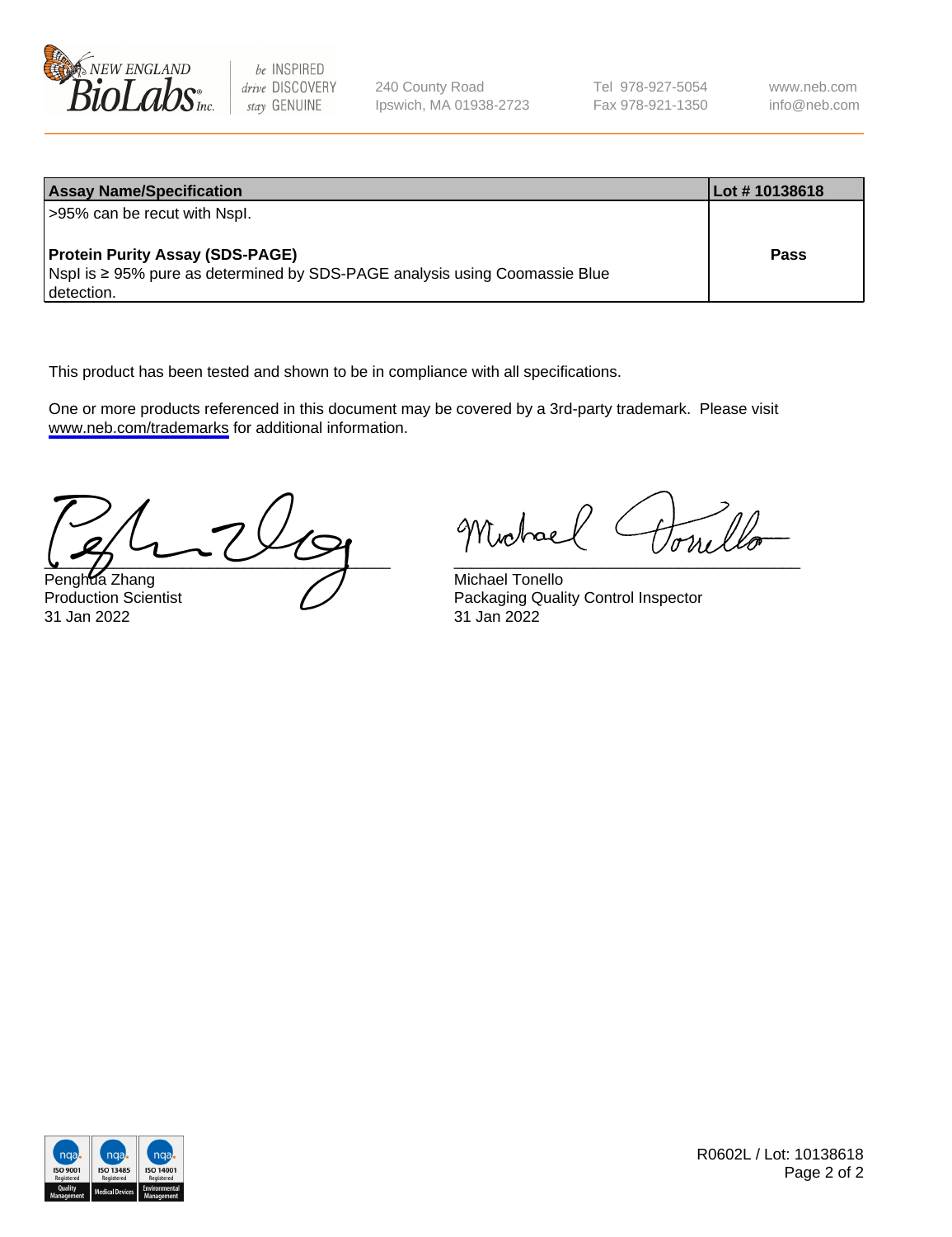| Assay Name/Specification | Lot # 10138618 |
|---|---|
| >95% can be recut with NspI. | |
| **Protein Purity Assay (SDS-PAGE)**<br>NspI is ≥ 95% pure as determined by SDS-PAGE analysis using Coomassie Blue detection. | Pass |

This product has been tested and shown to be in compliance with all specifications.

One or more products referenced in this document may be covered by a 3rd-party trademark. Please visit www.neb.com/trademarks for additional information.

Penghua Zhang
Production Scientist
31 Jan 2022

Michael Tonello
Packaging Quality Control Inspector
31 Jan 2022

R0602L / Lot: 10138618